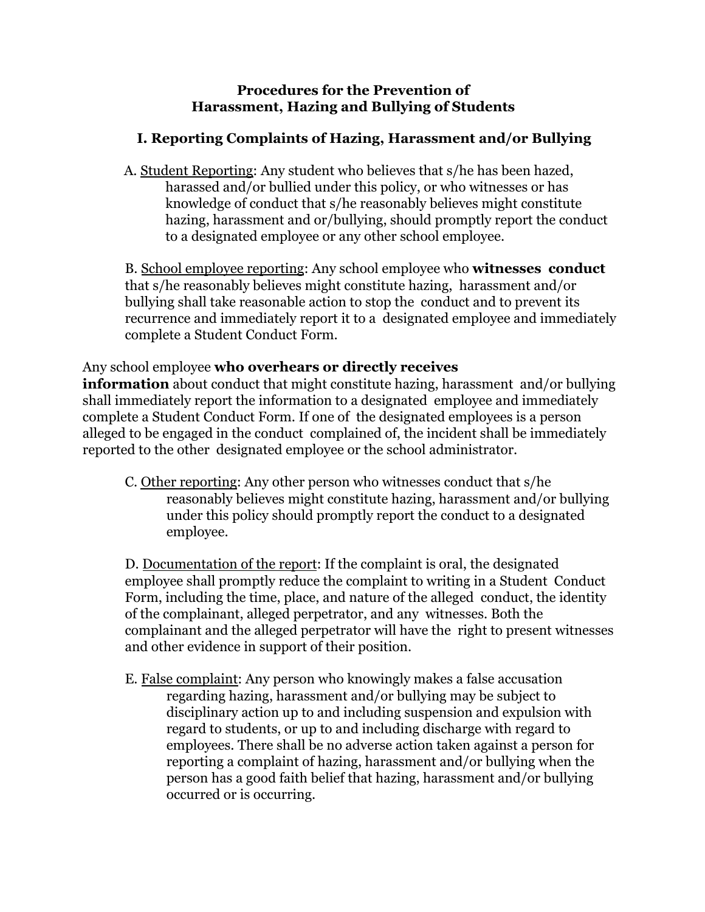# Procedures for the Prevention of Harassment, Hazing and Bullying of Students

## I. Reporting Complaints of Hazing, Harassment and/or Bullying

A. Student Reporting: Any student who believes that s/he has been hazed, harassed and/or bullied under this policy, or who witnesses or has knowledge of conduct that s/he reasonably believes might constitute hazing, harassment and or/bullying, should promptly report the conduct to a designated employee or any other school employee.

B. School employee reporting: Any school employee who **witnesses conduct** that s/he reasonably believes might constitute hazing, harassment and/or bullying shall take reasonable action to stop the conduct and to prevent its recurrence and immediately report it to a designated employee and immediately complete a Student Conduct Form.

Any school employee **who overhears or directly receives information** about conduct that might constitute hazing, harassment and/or bullying shall immediately report the information to a designated employee and immediately complete a Student Conduct Form. If one of the designated employees is a person alleged to be engaged in the conduct complained of, the incident shall be immediately reported to the other designated employee or the school administrator.

C. Other reporting: Any other person who witnesses conduct that s/he reasonably believes might constitute hazing, harassment and/or bullying under this policy should promptly report the conduct to a designated employee.

D. Documentation of the report: If the complaint is oral, the designated employee shall promptly reduce the complaint to writing in a Student Conduct Form, including the time, place, and nature of the alleged conduct, the identity of the complainant, alleged perpetrator, and any witnesses. Both the complainant and the alleged perpetrator will have the right to present witnesses and other evidence in support of their position.

E. False complaint: Any person who knowingly makes a false accusation regarding hazing, harassment and/or bullying may be subject to disciplinary action up to and including suspension and expulsion with regard to students, or up to and including discharge with regard to employees. There shall be no adverse action taken against a person for reporting a complaint of hazing, harassment and/or bullying when the person has a good faith belief that hazing, harassment and/or bullying occurred or is occurring.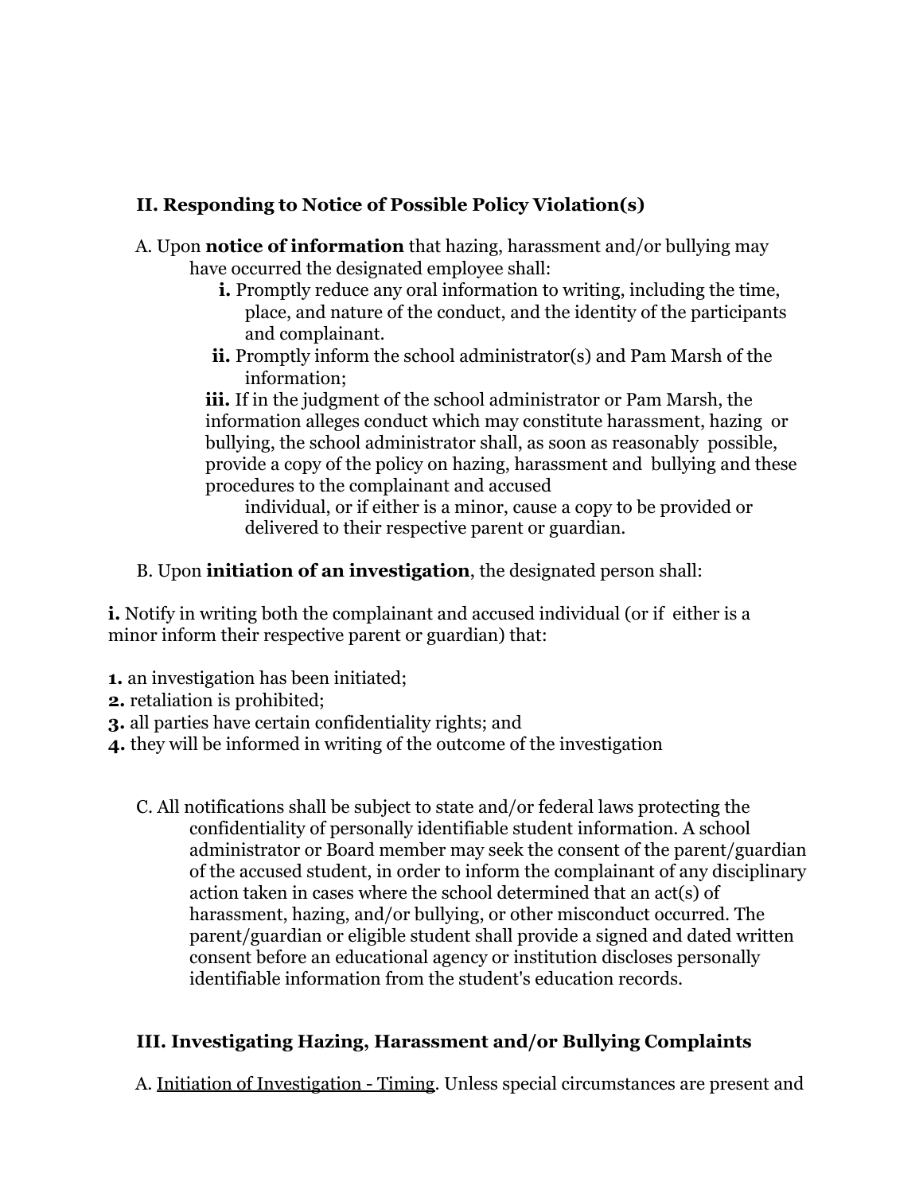## II. Responding to Notice of Possible Policy Violation(s)

A. Upon **notice of information** that hazing, harassment and/or bullying may have occurred the designated employee shall:

**i.** Promptly reduce any oral information to writing, including the time, place, and nature of the conduct, and the identity of the participants and complainant.

**ii.** Promptly inform the school administrator(s) and Pam Marsh of the information;

**iii.** If in the judgment of the school administrator or Pam Marsh, the information alleges conduct which may constitute harassment, hazing or bullying, the school administrator shall, as soon as reasonably possible, provide a copy of the policy on hazing, harassment and bullying and these procedures to the complainant and accused individual, or if either is a minor, cause a copy to be provided or delivered to their respective parent or guardian.

B. Upon **initiation of an investigation**, the designated person shall:

**i.** Notify in writing both the complainant and accused individual (or if either is a minor inform their respective parent or guardian) that:

**1.** an investigation has been initiated;
**2.** retaliation is prohibited;
**3.** all parties have certain confidentiality rights; and
**4.** they will be informed in writing of the outcome of the investigation

C. All notifications shall be subject to state and/or federal laws protecting the confidentiality of personally identifiable student information. A school administrator or Board member may seek the consent of the parent/guardian of the accused student, in order to inform the complainant of any disciplinary action taken in cases where the school determined that an act(s) of harassment, hazing, and/or bullying, or other misconduct occurred. The parent/guardian or eligible student shall provide a signed and dated written consent before an educational agency or institution discloses personally identifiable information from the student's education records.

## III. Investigating Hazing, Harassment and/or Bullying Complaints

A. Initiation of Investigation - Timing. Unless special circumstances are present and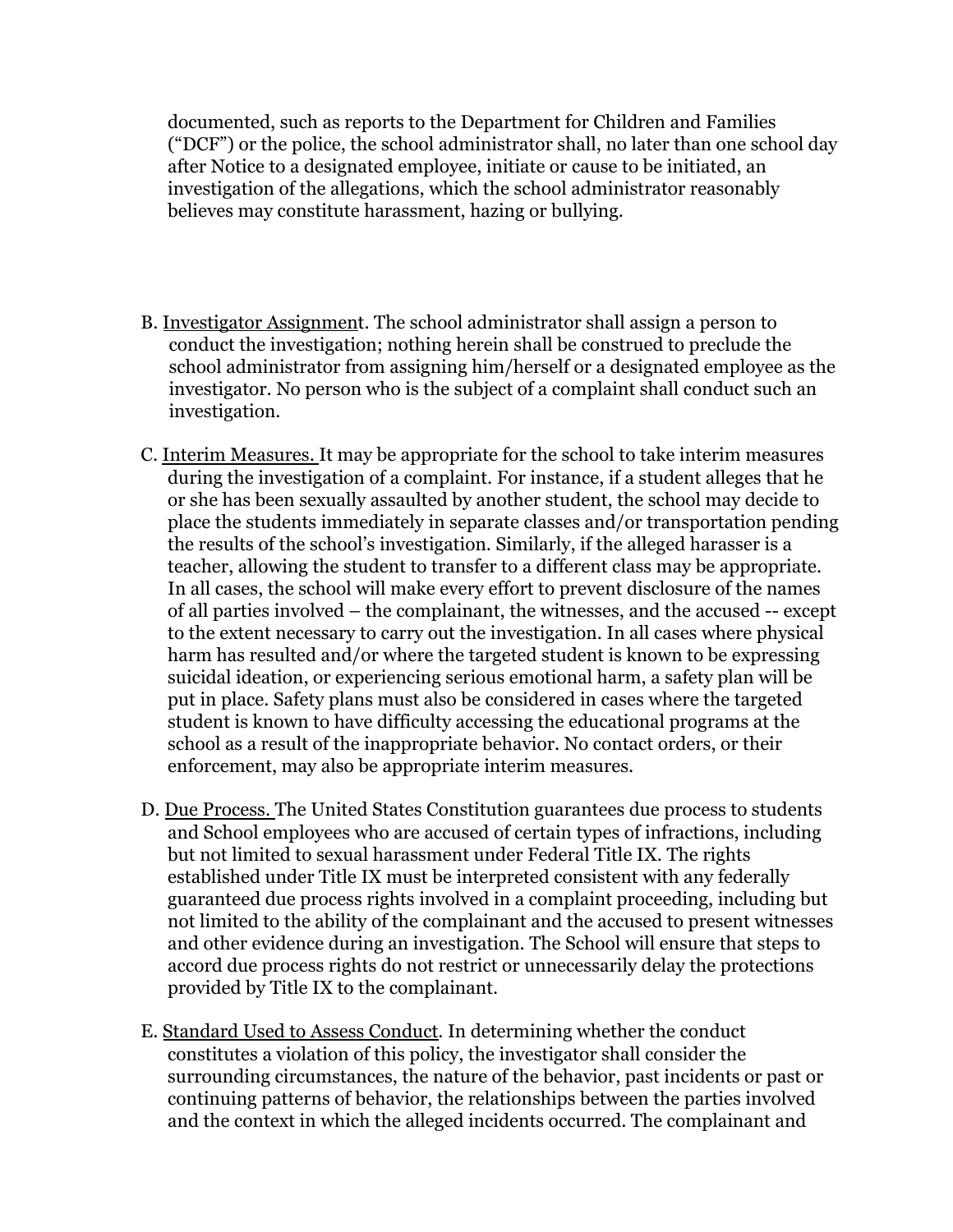documented, such as reports to the Department for Children and Families ("DCF") or the police, the school administrator shall, no later than one school day after Notice to a designated employee, initiate or cause to be initiated, an investigation of the allegations, which the school administrator reasonably believes may constitute harassment, hazing or bullying.

B. Investigator Assignment. The school administrator shall assign a person to conduct the investigation; nothing herein shall be construed to preclude the school administrator from assigning him/herself or a designated employee as the investigator. No person who is the subject of a complaint shall conduct such an investigation.

C. Interim Measures. It may be appropriate for the school to take interim measures during the investigation of a complaint. For instance, if a student alleges that he or she has been sexually assaulted by another student, the school may decide to place the students immediately in separate classes and/or transportation pending the results of the school's investigation. Similarly, if the alleged harasser is a teacher, allowing the student to transfer to a different class may be appropriate. In all cases, the school will make every effort to prevent disclosure of the names of all parties involved – the complainant, the witnesses, and the accused -- except to the extent necessary to carry out the investigation. In all cases where physical harm has resulted and/or where the targeted student is known to be expressing suicidal ideation, or experiencing serious emotional harm, a safety plan will be put in place. Safety plans must also be considered in cases where the targeted student is known to have difficulty accessing the educational programs at the school as a result of the inappropriate behavior. No contact orders, or their enforcement, may also be appropriate interim measures.

D. Due Process. The United States Constitution guarantees due process to students and School employees who are accused of certain types of infractions, including but not limited to sexual harassment under Federal Title IX. The rights established under Title IX must be interpreted consistent with any federally guaranteed due process rights involved in a complaint proceeding, including but not limited to the ability of the complainant and the accused to present witnesses and other evidence during an investigation. The School will ensure that steps to accord due process rights do not restrict or unnecessarily delay the protections provided by Title IX to the complainant.

E. Standard Used to Assess Conduct. In determining whether the conduct constitutes a violation of this policy, the investigator shall consider the surrounding circumstances, the nature of the behavior, past incidents or past or continuing patterns of behavior, the relationships between the parties involved and the context in which the alleged incidents occurred. The complainant and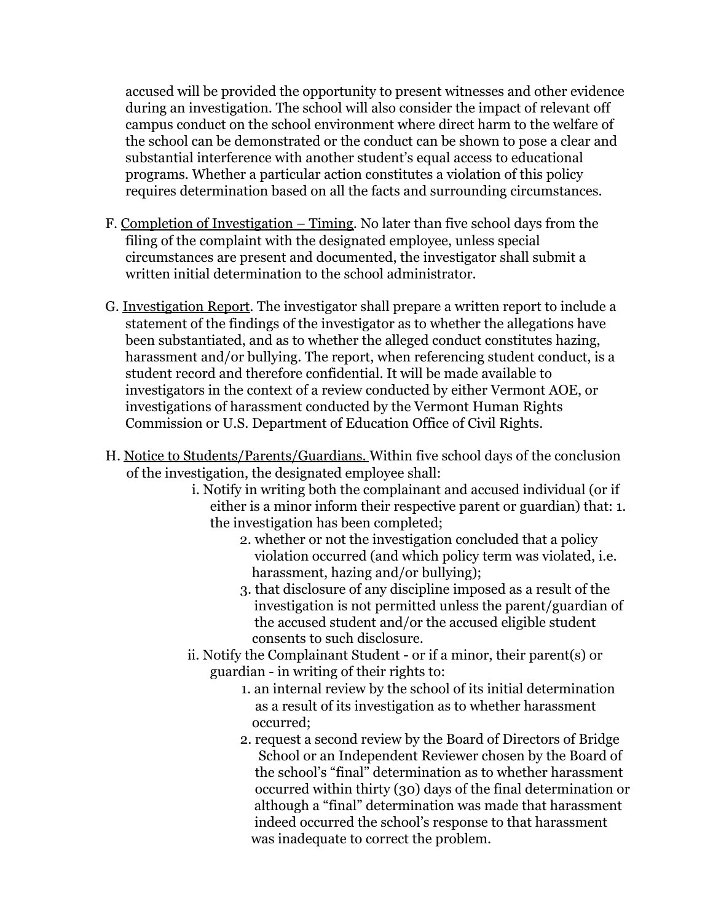accused will be provided the opportunity to present witnesses and other evidence during an investigation. The school will also consider the impact of relevant off campus conduct on the school environment where direct harm to the welfare of the school can be demonstrated or the conduct can be shown to pose a clear and substantial interference with another student's equal access to educational programs. Whether a particular action constitutes a violation of this policy requires determination based on all the facts and surrounding circumstances.

F. <u>Completion of Investigation – Timing</u>. No later than five school days from the filing of the complaint with the designated employee, unless special circumstances are present and documented, the investigator shall submit a written initial determination to the school administrator.

G. <u>Investigation Report</u>. The investigator shall prepare a written report to include a statement of the findings of the investigator as to whether the allegations have been substantiated, and as to whether the alleged conduct constitutes hazing, harassment and/or bullying. The report, when referencing student conduct, is a student record and therefore confidential. It will be made available to investigators in the context of a review conducted by either Vermont AOE, or investigations of harassment conducted by the Vermont Human Rights Commission or U.S. Department of Education Office of Civil Rights.

H. <u>Notice to Students/Parents/Guardians.</u> Within five school days of the conclusion of the investigation, the designated employee shall:

- i. Notify in writing both the complainant and accused individual (or if either is a minor inform their respective parent or guardian) that: 1. the investigation has been completed;
  - 2. whether or not the investigation concluded that a policy violation occurred (and which policy term was violated, i.e. harassment, hazing and/or bullying);
  - 3. that disclosure of any discipline imposed as a result of the investigation is not permitted unless the parent/guardian of the accused student and/or the accused eligible student consents to such disclosure.
- ii. Notify the Complainant Student - or if a minor, their parent(s) or guardian - in writing of their rights to:
  1. an internal review by the school of its initial determination as a result of its investigation as to whether harassment occurred;
  2. request a second review by the Board of Directors of Bridge School or an Independent Reviewer chosen by the Board of the school's "final" determination as to whether harassment occurred within thirty (30) days of the final determination or although a "final" determination was made that harassment indeed occurred the school's response to that harassment was inadequate to correct the problem.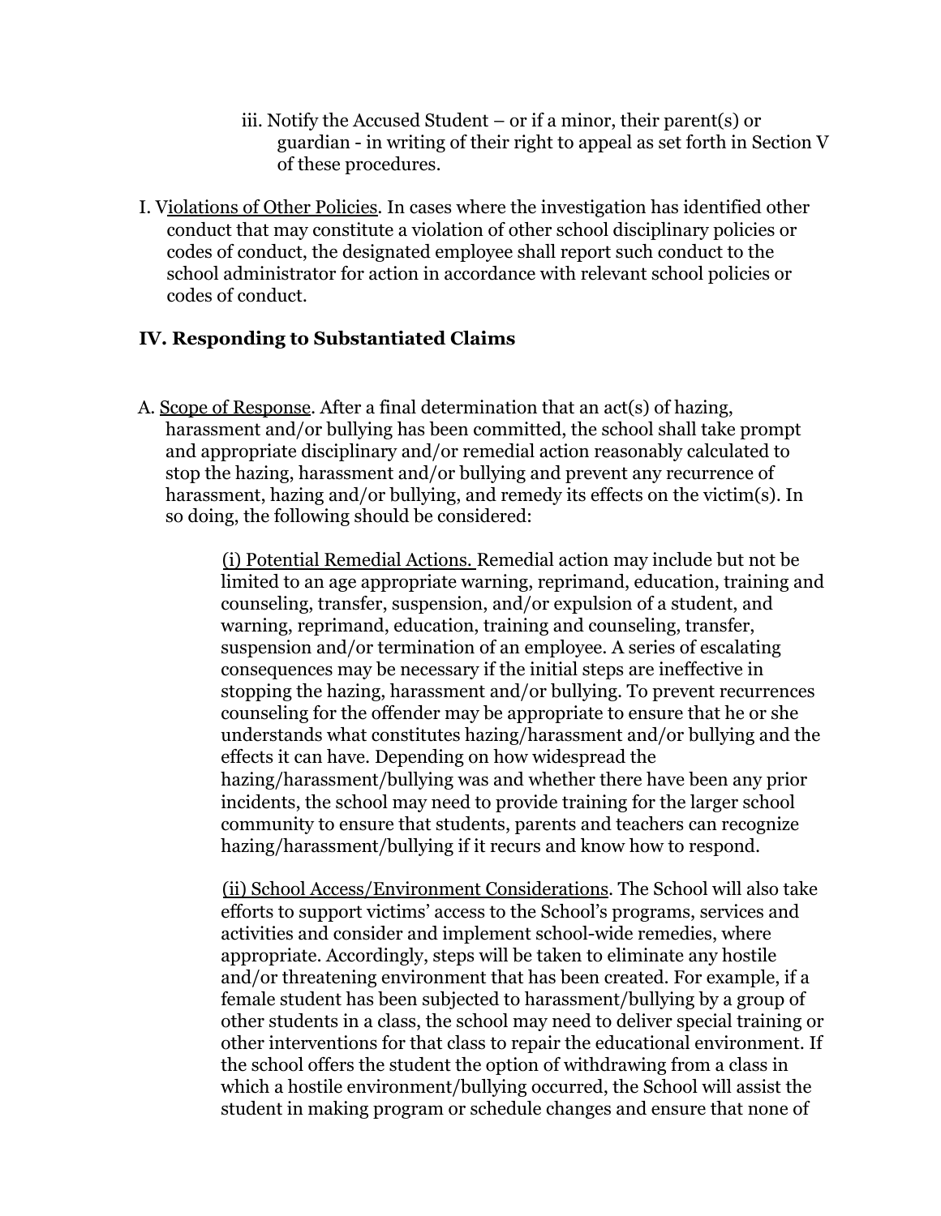iii. Notify the Accused Student – or if a minor, their parent(s) or guardian - in writing of their right to appeal as set forth in Section V of these procedures.

I. Violations of Other Policies. In cases where the investigation has identified other conduct that may constitute a violation of other school disciplinary policies or codes of conduct, the designated employee shall report such conduct to the school administrator for action in accordance with relevant school policies or codes of conduct.

## IV. Responding to Substantiated Claims

A. Scope of Response. After a final determination that an act(s) of hazing, harassment and/or bullying has been committed, the school shall take prompt and appropriate disciplinary and/or remedial action reasonably calculated to stop the hazing, harassment and/or bullying and prevent any recurrence of harassment, hazing and/or bullying, and remedy its effects on the victim(s). In so doing, the following should be considered:

(i) Potential Remedial Actions. Remedial action may include but not be limited to an age appropriate warning, reprimand, education, training and counseling, transfer, suspension, and/or expulsion of a student, and warning, reprimand, education, training and counseling, transfer, suspension and/or termination of an employee. A series of escalating consequences may be necessary if the initial steps are ineffective in stopping the hazing, harassment and/or bullying. To prevent recurrences counseling for the offender may be appropriate to ensure that he or she understands what constitutes hazing/harassment and/or bullying and the effects it can have. Depending on how widespread the hazing/harassment/bullying was and whether there have been any prior incidents, the school may need to provide training for the larger school community to ensure that students, parents and teachers can recognize hazing/harassment/bullying if it recurs and know how to respond.

(ii) School Access/Environment Considerations. The School will also take efforts to support victims' access to the School's programs, services and activities and consider and implement school-wide remedies, where appropriate. Accordingly, steps will be taken to eliminate any hostile and/or threatening environment that has been created. For example, if a female student has been subjected to harassment/bullying by a group of other students in a class, the school may need to deliver special training or other interventions for that class to repair the educational environment. If the school offers the student the option of withdrawing from a class in which a hostile environment/bullying occurred, the School will assist the student in making program or schedule changes and ensure that none of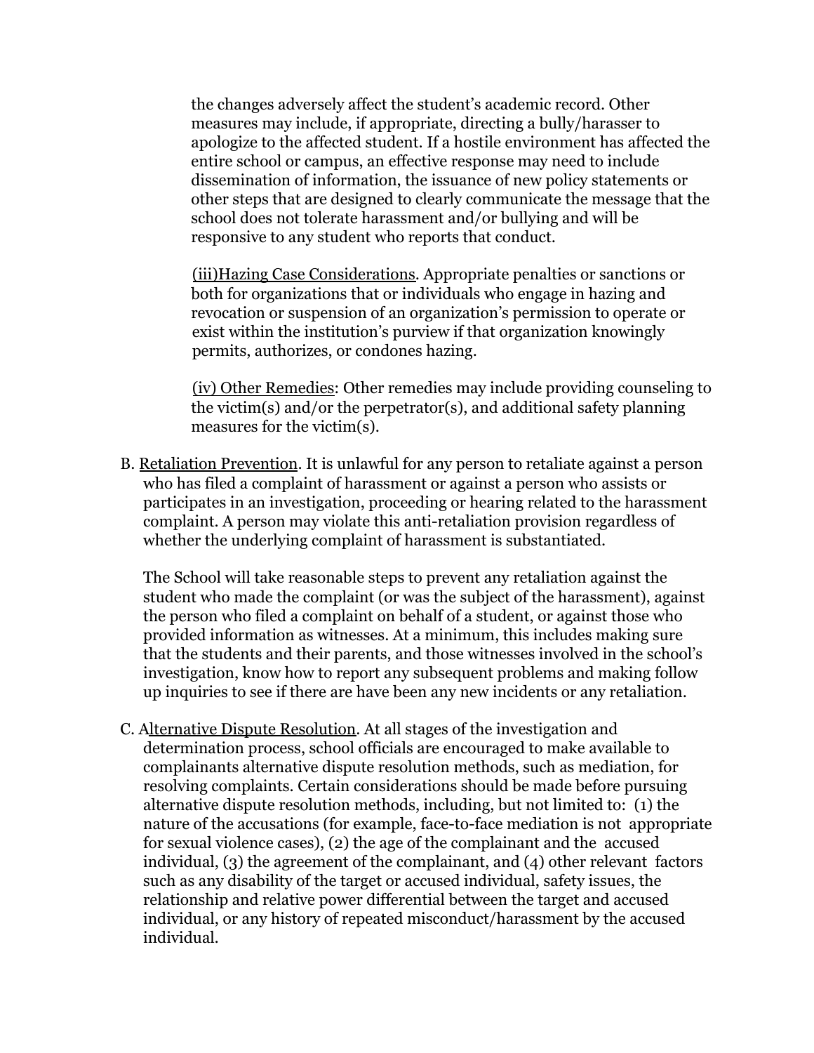the changes adversely affect the student's academic record. Other measures may include, if appropriate, directing a bully/harasser to apologize to the affected student. If a hostile environment has affected the entire school or campus, an effective response may need to include dissemination of information, the issuance of new policy statements or other steps that are designed to clearly communicate the message that the school does not tolerate harassment and/or bullying and will be responsive to any student who reports that conduct.

<u>(iii)Hazing Case Considerations</u>. Appropriate penalties or sanctions or both for organizations that or individuals who engage in hazing and revocation or suspension of an organization's permission to operate or exist within the institution's purview if that organization knowingly permits, authorizes, or condones hazing.

<u>(iv) Other Remedies</u>: Other remedies may include providing counseling to the victim(s) and/or the perpetrator(s), and additional safety planning measures for the victim(s).

B. <u>Retaliation Prevention</u>. It is unlawful for any person to retaliate against a person who has filed a complaint of harassment or against a person who assists or participates in an investigation, proceeding or hearing related to the harassment complaint. A person may violate this anti-retaliation provision regardless of whether the underlying complaint of harassment is substantiated.

The School will take reasonable steps to prevent any retaliation against the student who made the complaint (or was the subject of the harassment), against the person who filed a complaint on behalf of a student, or against those who provided information as witnesses. At a minimum, this includes making sure that the students and their parents, and those witnesses involved in the school's investigation, know how to report any subsequent problems and making follow up inquiries to see if there are have been any new incidents or any retaliation.

C. A<u>lternative Dispute Resolution</u>. At all stages of the investigation and determination process, school officials are encouraged to make available to complainants alternative dispute resolution methods, such as mediation, for resolving complaints. Certain considerations should be made before pursuing alternative dispute resolution methods, including, but not limited to: (1) the nature of the accusations (for example, face-to-face mediation is not appropriate for sexual violence cases), (2) the age of the complainant and the accused individual, (3) the agreement of the complainant, and (4) other relevant factors such as any disability of the target or accused individual, safety issues, the relationship and relative power differential between the target and accused individual, or any history of repeated misconduct/harassment by the accused individual.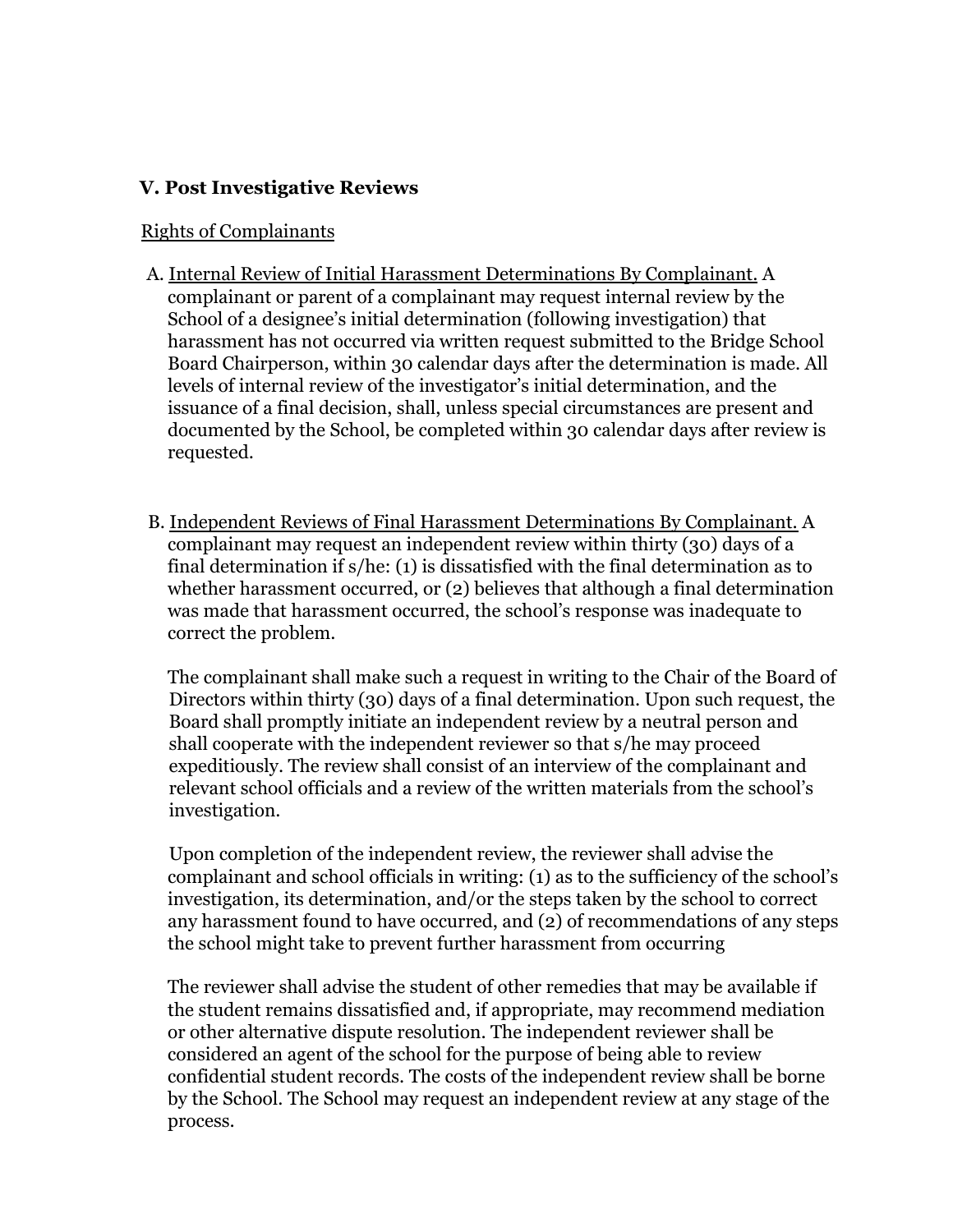### V. Post Investigative Reviews

Rights of Complainants

A. Internal Review of Initial Harassment Determinations By Complainant. A complainant or parent of a complainant may request internal review by the School of a designee's initial determination (following investigation) that harassment has not occurred via written request submitted to the Bridge School Board Chairperson, within 30 calendar days after the determination is made. All levels of internal review of the investigator's initial determination, and the issuance of a final decision, shall, unless special circumstances are present and documented by the School, be completed within 30 calendar days after review is requested.

B. Independent Reviews of Final Harassment Determinations By Complainant. A complainant may request an independent review within thirty (30) days of a final determination if s/he: (1) is dissatisfied with the final determination as to whether harassment occurred, or (2) believes that although a final determination was made that harassment occurred, the school's response was inadequate to correct the problem.

The complainant shall make such a request in writing to the Chair of the Board of Directors within thirty (30) days of a final determination. Upon such request, the Board shall promptly initiate an independent review by a neutral person and shall cooperate with the independent reviewer so that s/he may proceed expeditiously. The review shall consist of an interview of the complainant and relevant school officials and a review of the written materials from the school's investigation.

Upon completion of the independent review, the reviewer shall advise the complainant and school officials in writing: (1) as to the sufficiency of the school's investigation, its determination, and/or the steps taken by the school to correct any harassment found to have occurred, and (2) of recommendations of any steps the school might take to prevent further harassment from occurring

The reviewer shall advise the student of other remedies that may be available if the student remains dissatisfied and, if appropriate, may recommend mediation or other alternative dispute resolution. The independent reviewer shall be considered an agent of the school for the purpose of being able to review confidential student records. The costs of the independent review shall be borne by the School. The School may request an independent review at any stage of the process.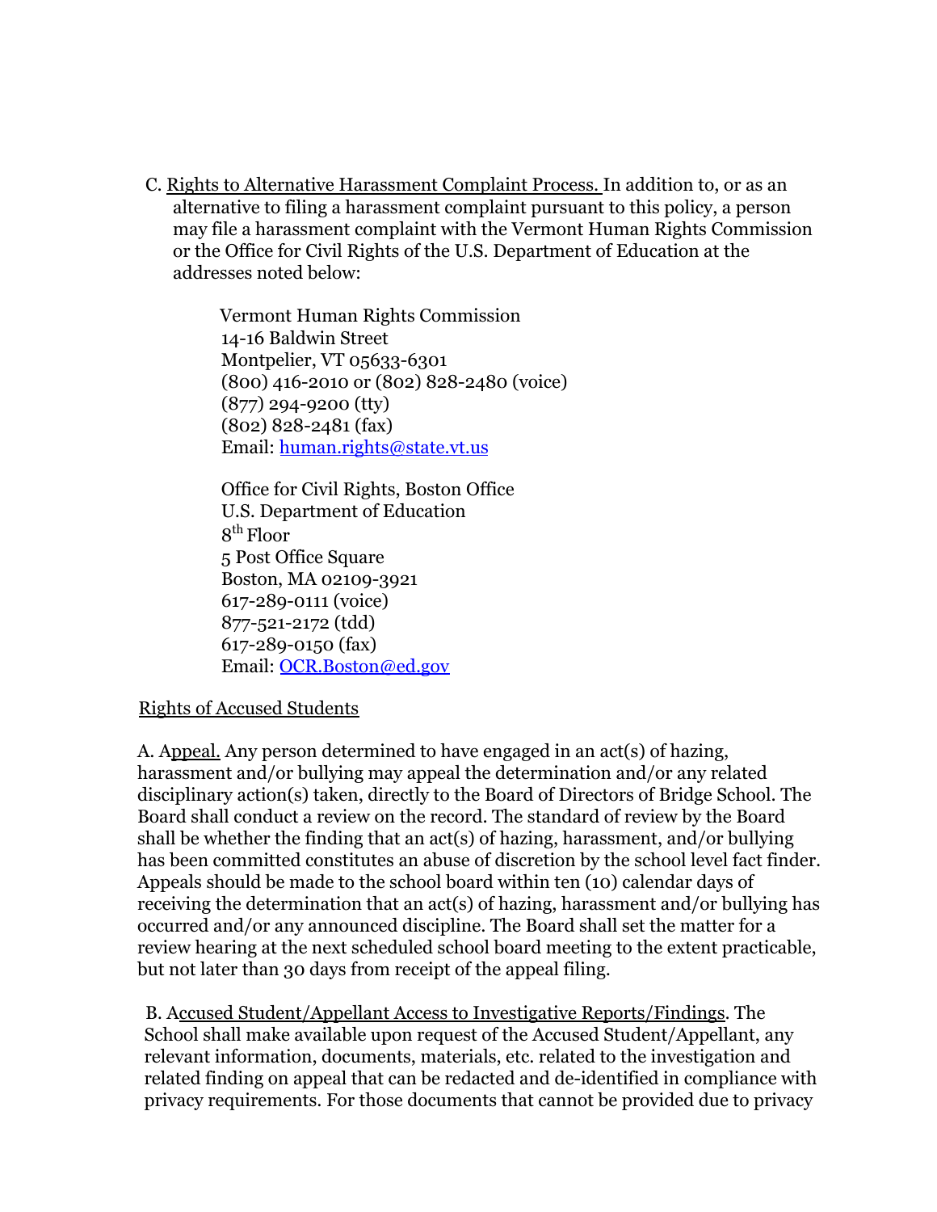C. <u>Rights to Alternative Harassment Complaint Process.</u> In addition to, or as an alternative to filing a harassment complaint pursuant to this policy, a person may file a harassment complaint with the Vermont Human Rights Commission or the Office for Civil Rights of the U.S. Department of Education at the addresses noted below:

> Vermont Human Rights Commission
> 14-16 Baldwin Street
> Montpelier, VT 05633-6301
> (800) 416-2010 or (802) 828-2480 (voice)
> (877) 294-9200 (tty)
> (802) 828-2481 (fax)
> Email: human.rights@state.vt.us
>
> Office for Civil Rights, Boston Office
> U.S. Department of Education
> 8th Floor
> 5 Post Office Square
> Boston, MA 02109-3921
> 617-289-0111 (voice)
> 877-521-2172 (tdd)
> 617-289-0150 (fax)
> Email: OCR.Boston@ed.gov

<u>Rights of Accused Students</u>

A. <u>Appeal.</u> Any person determined to have engaged in an act(s) of hazing, harassment and/or bullying may appeal the determination and/or any related disciplinary action(s) taken, directly to the Board of Directors of Bridge School. The Board shall conduct a review on the record. The standard of review by the Board shall be whether the finding that an act(s) of hazing, harassment, and/or bullying has been committed constitutes an abuse of discretion by the school level fact finder. Appeals should be made to the school board within ten (10) calendar days of receiving the determination that an act(s) of hazing, harassment and/or bullying has occurred and/or any announced discipline. The Board shall set the matter for a review hearing at the next scheduled school board meeting to the extent practicable, but not later than 30 days from receipt of the appeal filing.

B. <u>Accused Student/Appellant Access to Investigative Reports/Findings</u>. The School shall make available upon request of the Accused Student/Appellant, any relevant information, documents, materials, etc. related to the investigation and related finding on appeal that can be redacted and de-identified in compliance with privacy requirements. For those documents that cannot be provided due to privacy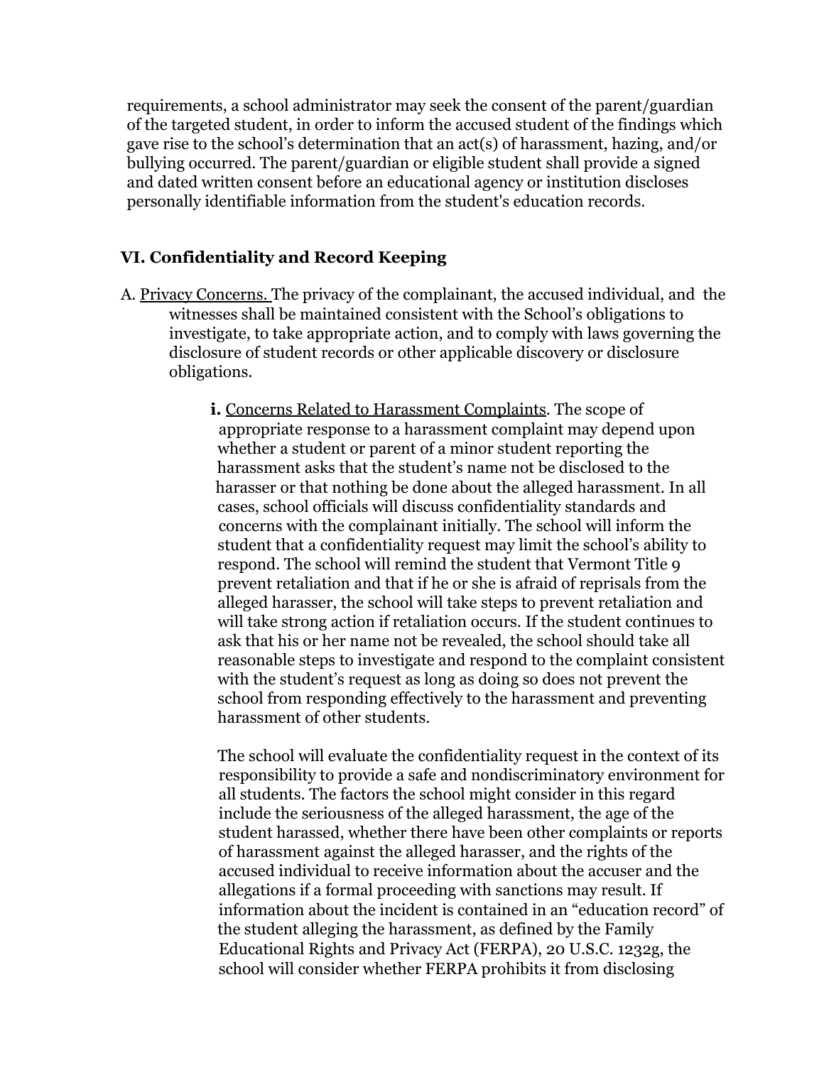requirements, a school administrator may seek the consent of the parent/guardian of the targeted student, in order to inform the accused student of the findings which gave rise to the school's determination that an act(s) of harassment, hazing, and/or bullying occurred. The parent/guardian or eligible student shall provide a signed and dated written consent before an educational agency or institution discloses personally identifiable information from the student's education records.

## VI. Confidentiality and Record Keeping

A. Privacy Concerns. The privacy of the complainant, the accused individual, and the witnesses shall be maintained consistent with the School's obligations to investigate, to take appropriate action, and to comply with laws governing the disclosure of student records or other applicable discovery or disclosure obligations.

**i.** Concerns Related to Harassment Complaints. The scope of appropriate response to a harassment complaint may depend upon whether a student or parent of a minor student reporting the harassment asks that the student's name not be disclosed to the harasser or that nothing be done about the alleged harassment. In all cases, school officials will discuss confidentiality standards and concerns with the complainant initially. The school will inform the student that a confidentiality request may limit the school's ability to respond. The school will remind the student that Vermont Title 9 prevent retaliation and that if he or she is afraid of reprisals from the alleged harasser, the school will take steps to prevent retaliation and will take strong action if retaliation occurs. If the student continues to ask that his or her name not be revealed, the school should take all reasonable steps to investigate and respond to the complaint consistent with the student's request as long as doing so does not prevent the school from responding effectively to the harassment and preventing harassment of other students.

The school will evaluate the confidentiality request in the context of its responsibility to provide a safe and nondiscriminatory environment for all students. The factors the school might consider in this regard include the seriousness of the alleged harassment, the age of the student harassed, whether there have been other complaints or reports of harassment against the alleged harasser, and the rights of the accused individual to receive information about the accuser and the allegations if a formal proceeding with sanctions may result. If information about the incident is contained in an "education record" of the student alleging the harassment, as defined by the Family Educational Rights and Privacy Act (FERPA), 20 U.S.C. 1232g, the school will consider whether FERPA prohibits it from disclosing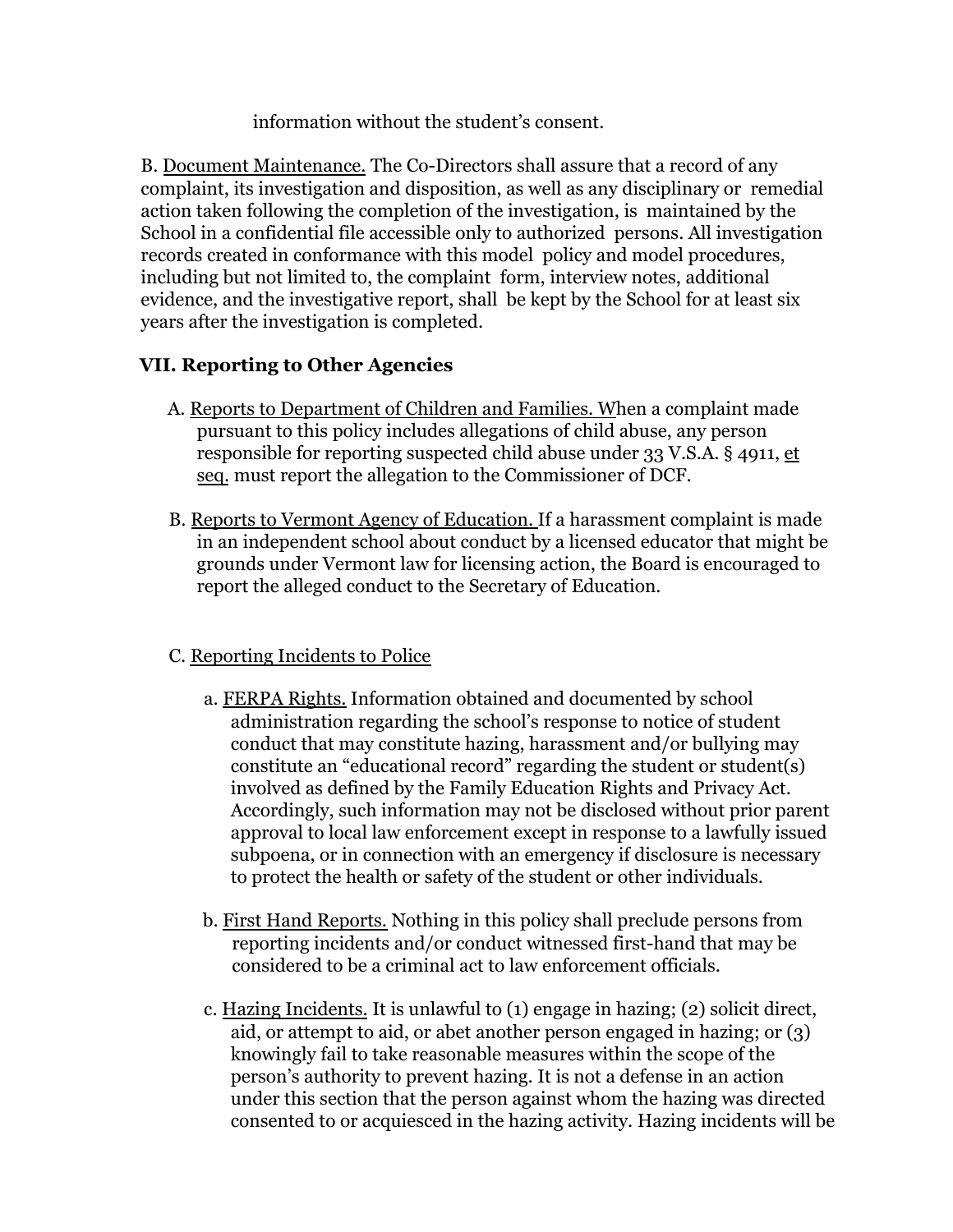information without the student's consent.

B. Document Maintenance. The Co-Directors shall assure that a record of any complaint, its investigation and disposition, as well as any disciplinary or remedial action taken following the completion of the investigation, is maintained by the School in a confidential file accessible only to authorized persons. All investigation records created in conformance with this model policy and model procedures, including but not limited to, the complaint form, interview notes, additional evidence, and the investigative report, shall be kept by the School for at least six years after the investigation is completed.

## VII. Reporting to Other Agencies

A. Reports to Department of Children and Families. When a complaint made pursuant to this policy includes allegations of child abuse, any person responsible for reporting suspected child abuse under 33 V.S.A. § 4911, et seq. must report the allegation to the Commissioner of DCF.

B. Reports to Vermont Agency of Education. If a harassment complaint is made in an independent school about conduct by a licensed educator that might be grounds under Vermont law for licensing action, the Board is encouraged to report the alleged conduct to the Secretary of Education.

C. Reporting Incidents to Police

a. FERPA Rights. Information obtained and documented by school administration regarding the school's response to notice of student conduct that may constitute hazing, harassment and/or bullying may constitute an "educational record" regarding the student or student(s) involved as defined by the Family Education Rights and Privacy Act. Accordingly, such information may not be disclosed without prior parent approval to local law enforcement except in response to a lawfully issued subpoena, or in connection with an emergency if disclosure is necessary to protect the health or safety of the student or other individuals.

b. First Hand Reports. Nothing in this policy shall preclude persons from reporting incidents and/or conduct witnessed first-hand that may be considered to be a criminal act to law enforcement officials.

c. Hazing Incidents. It is unlawful to (1) engage in hazing; (2) solicit direct, aid, or attempt to aid, or abet another person engaged in hazing; or (3) knowingly fail to take reasonable measures within the scope of the person's authority to prevent hazing. It is not a defense in an action under this section that the person against whom the hazing was directed consented to or acquiesced in the hazing activity. Hazing incidents will be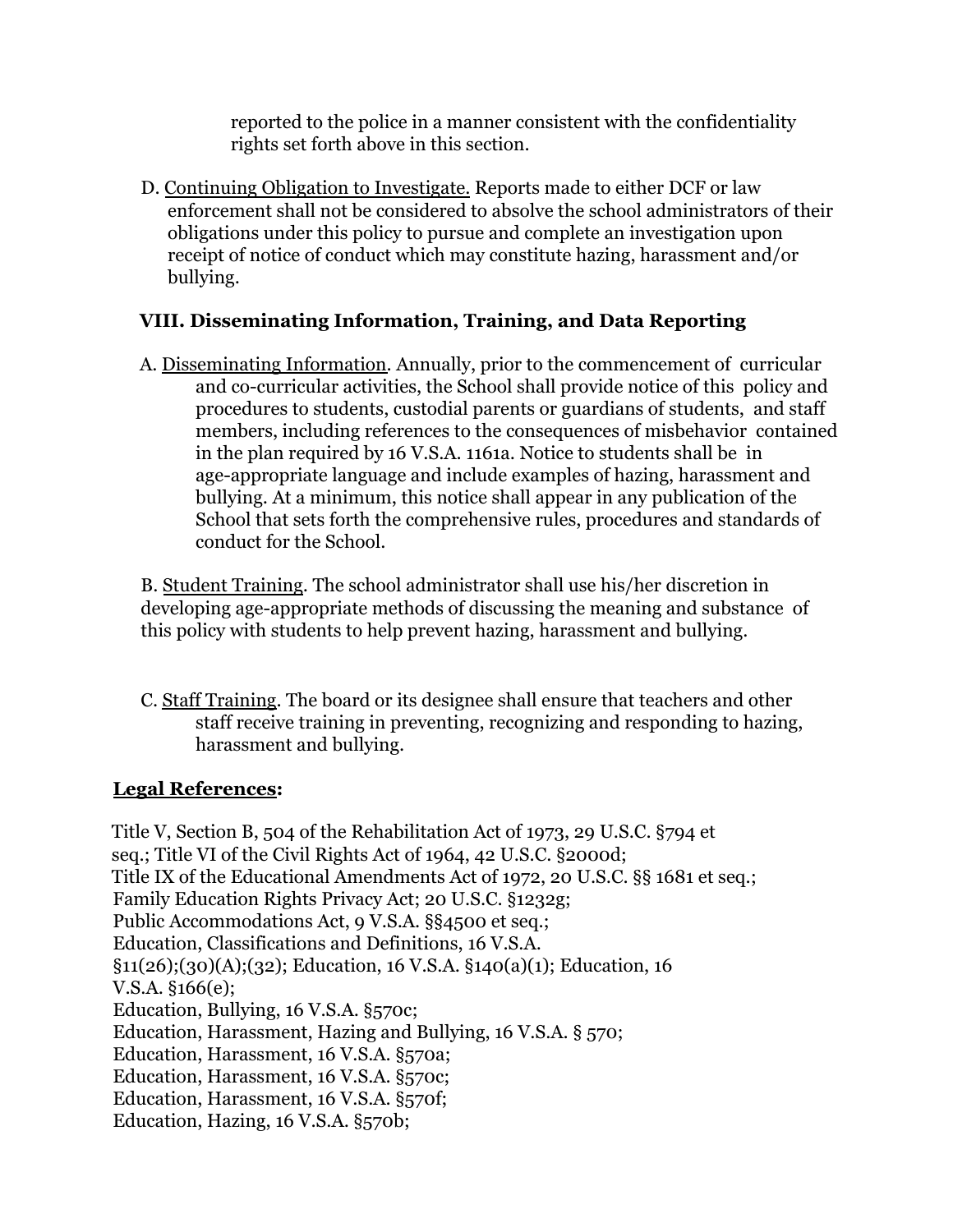reported to the police in a manner consistent with the confidentiality rights set forth above in this section.

D. Continuing Obligation to Investigate. Reports made to either DCF or law enforcement shall not be considered to absolve the school administrators of their obligations under this policy to pursue and complete an investigation upon receipt of notice of conduct which may constitute hazing, harassment and/or bullying.

### VIII. Disseminating Information, Training, and Data Reporting

A. Disseminating Information. Annually, prior to the commencement of curricular and co-curricular activities, the School shall provide notice of this policy and procedures to students, custodial parents or guardians of students, and staff members, including references to the consequences of misbehavior contained in the plan required by 16 V.S.A. 1161a. Notice to students shall be in age-appropriate language and include examples of hazing, harassment and bullying. At a minimum, this notice shall appear in any publication of the School that sets forth the comprehensive rules, procedures and standards of conduct for the School.

B. Student Training. The school administrator shall use his/her discretion in developing age-appropriate methods of discussing the meaning and substance of this policy with students to help prevent hazing, harassment and bullying.

C. Staff Training. The board or its designee shall ensure that teachers and other staff receive training in preventing, recognizing and responding to hazing, harassment and bullying.

**Legal References:**

Title V, Section B, 504 of the Rehabilitation Act of 1973, 29 U.S.C. §794 et seq.; Title VI of the Civil Rights Act of 1964, 42 U.S.C. §2000d;
Title IX of the Educational Amendments Act of 1972, 20 U.S.C. §§ 1681 et seq.;
Family Education Rights Privacy Act; 20 U.S.C. §1232g;
Public Accommodations Act, 9 V.S.A. §§4500 et seq.;
Education, Classifications and Definitions, 16 V.S.A. §11(26);(30)(A);(32); Education, 16 V.S.A. §140(a)(1); Education, 16 V.S.A. §166(e);
Education, Bullying, 16 V.S.A. §570c;
Education, Harassment, Hazing and Bullying, 16 V.S.A. § 570;
Education, Harassment, 16 V.S.A. §570a;
Education, Harassment, 16 V.S.A. §570c;
Education, Harassment, 16 V.S.A. §570f;
Education, Hazing, 16 V.S.A. §570b;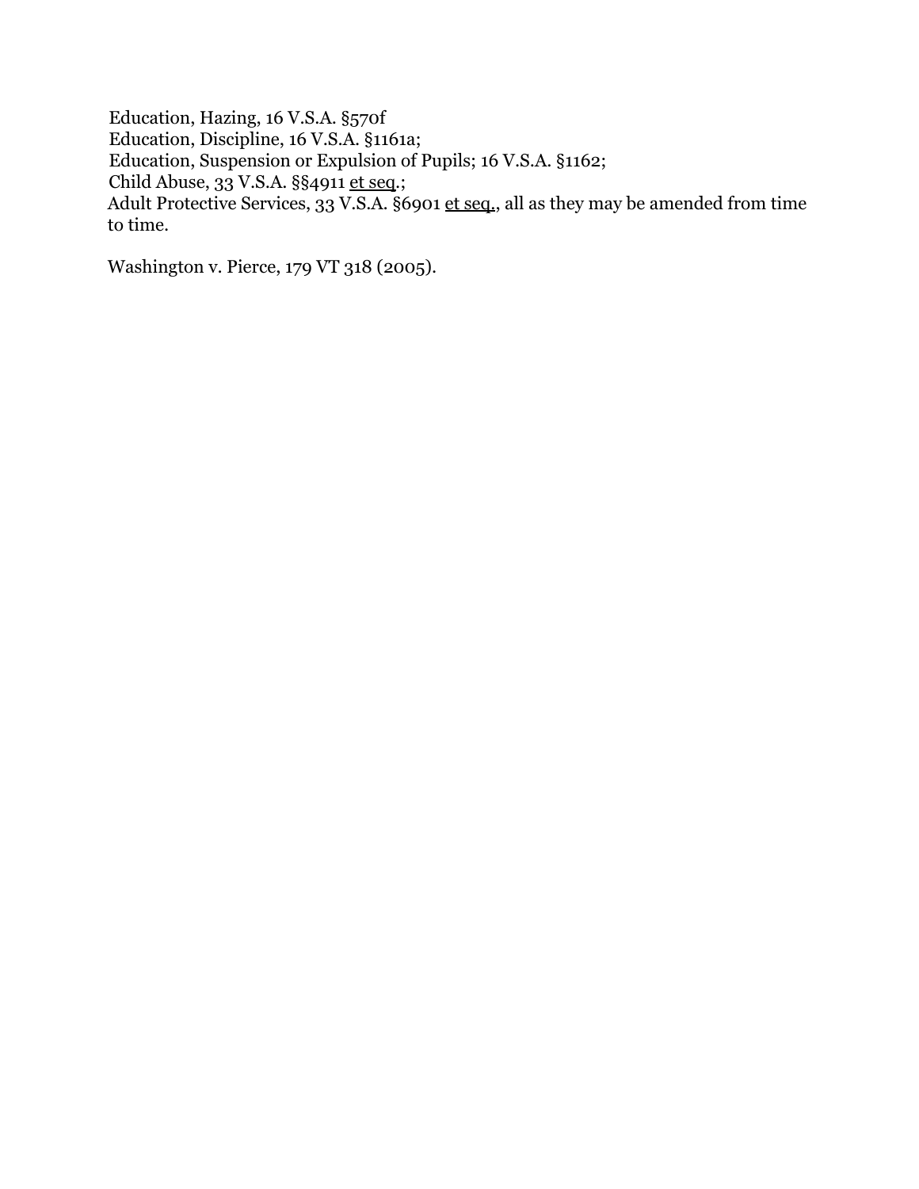Education, Hazing, 16 V.S.A. §570f
Education, Discipline, 16 V.S.A. §1161a;
Education, Suspension or Expulsion of Pupils; 16 V.S.A. §1162;
Child Abuse, 33 V.S.A. §§4911 et seq.;
Adult Protective Services, 33 V.S.A. §6901 et seq., all as they may be amended from time to time.

Washington v. Pierce, 179 VT 318 (2005).